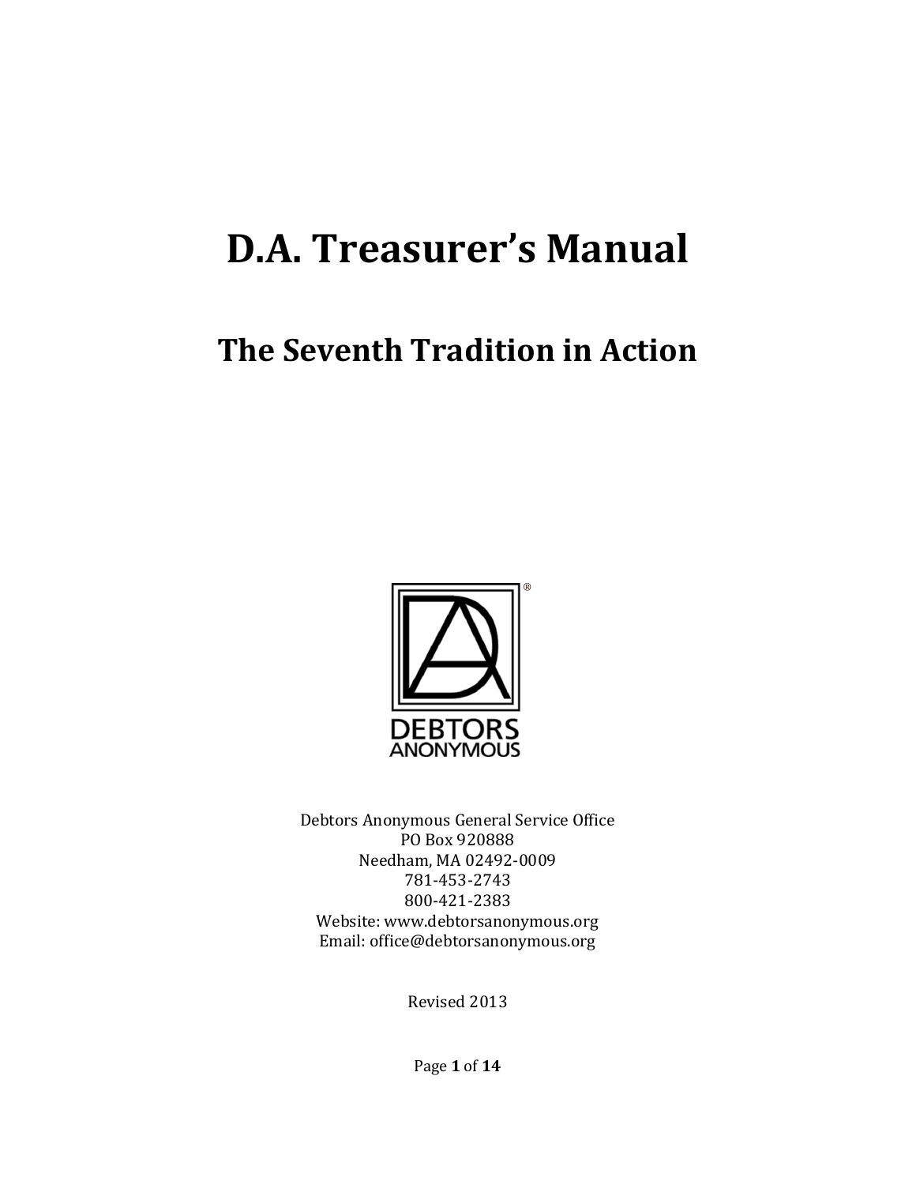# D.A. Treasurer's Manual

## The Seventh Tradition in Action

DEBTORS ANONYMOUS

Debtors Anonymous General Service Office
PO Box 920888
Needham, MA 02492-0009
781-453-2743
800-421-2383
Website: www.debtorsanonymous.org
Email: office@debtorsanonymous.org

Revised 2013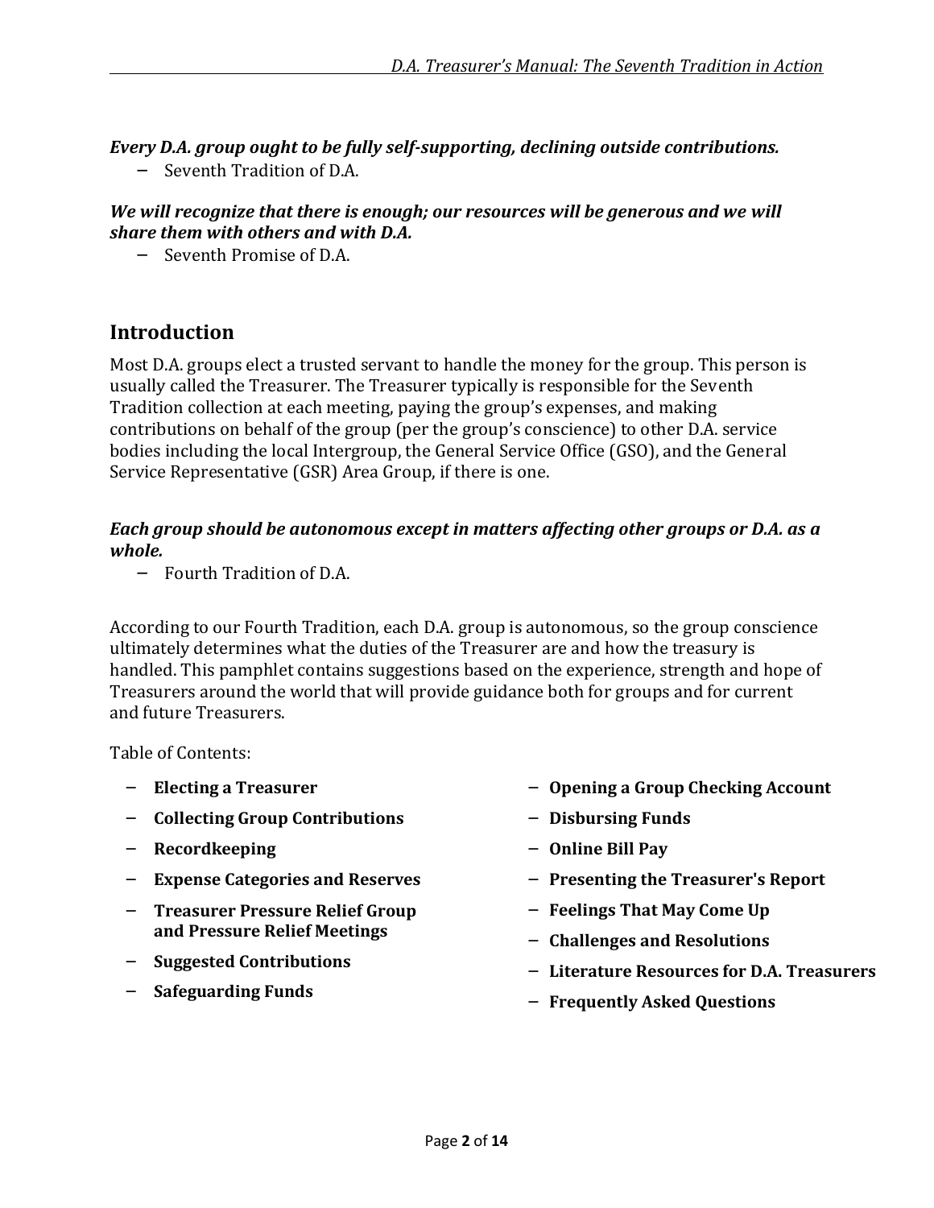***Every D.A. group ought to be fully self-supporting, declining outside contributions.***

– Seventh Tradition of D.A.

***We will recognize that there is enough; our resources will be generous and we will share them with others and with D.A.***

– Seventh Promise of D.A.

## Introduction

Most D.A. groups elect a trusted servant to handle the money for the group. This person is usually called the Treasurer. The Treasurer typically is responsible for the Seventh Tradition collection at each meeting, paying the group's expenses, and making contributions on behalf of the group (per the group's conscience) to other D.A. service bodies including the local Intergroup, the General Service Office (GSO), and the General Service Representative (GSR) Area Group, if there is one.

***Each group should be autonomous except in matters affecting other groups or D.A. as a whole.***

– Fourth Tradition of D.A.

According to our Fourth Tradition, each D.A. group is autonomous, so the group conscience ultimately determines what the duties of the Treasurer are and how the treasury is handled. This pamphlet contains suggestions based on the experience, strength and hope of Treasurers around the world that will provide guidance both for groups and for current and future Treasurers.

Table of Contents:

- **Electing a Treasurer**
- **Collecting Group Contributions**
- **Recordkeeping**
- **Expense Categories and Reserves**
- **Treasurer Pressure Relief Group and Pressure Relief Meetings**
- **Suggested Contributions**
- **Safeguarding Funds**
- **Opening a Group Checking Account**
- **Disbursing Funds**
- **Online Bill Pay**
- **Presenting the Treasurer's Report**
- **Feelings That May Come Up**
- **Challenges and Resolutions**
- **Literature Resources for D.A. Treasurers**
- **Frequently Asked Questions**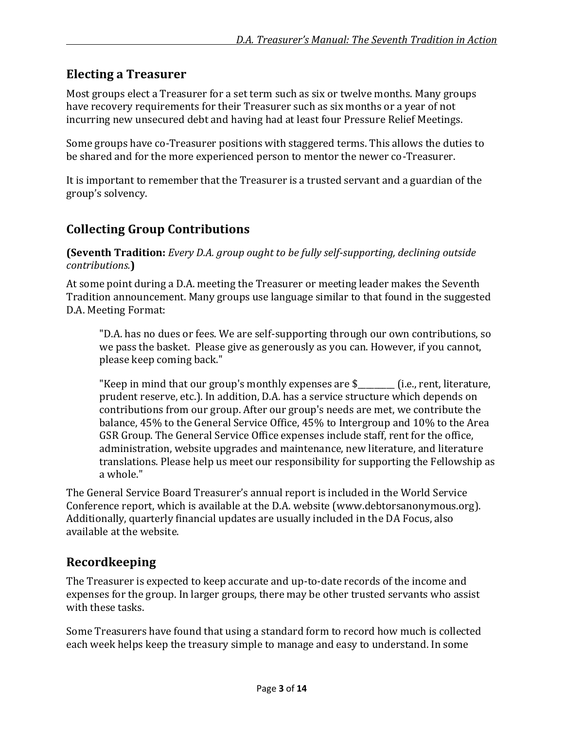## Electing a Treasurer

Most groups elect a Treasurer for a set term such as six or twelve months. Many groups have recovery requirements for their Treasurer such as six months or a year of not incurring new unsecured debt and having had at least four Pressure Relief Meetings.

Some groups have co-Treasurer positions with staggered terms. This allows the duties to be shared and for the more experienced person to mentor the newer co-Treasurer.

It is important to remember that the Treasurer is a trusted servant and a guardian of the group's solvency.

## Collecting Group Contributions

**(Seventh Tradition:** *Every D.A. group ought to be fully self-supporting, declining outside contributions.***)**

At some point during a D.A. meeting the Treasurer or meeting leader makes the Seventh Tradition announcement. Many groups use language similar to that found in the suggested D.A. Meeting Format:

> "D.A. has no dues or fees. We are self-supporting through our own contributions, so we pass the basket. Please give as generously as you can. However, if you cannot, please keep coming back."
>
> "Keep in mind that our group's monthly expenses are $_________ (i.e., rent, literature, prudent reserve, etc.). In addition, D.A. has a service structure which depends on contributions from our group. After our group's needs are met, we contribute the balance, 45% to the General Service Office, 45% to Intergroup and 10% to the Area GSR Group. The General Service Office expenses include staff, rent for the office, administration, website upgrades and maintenance, new literature, and literature translations. Please help us meet our responsibility for supporting the Fellowship as a whole."

The General Service Board Treasurer's annual report is included in the World Service Conference report, which is available at the D.A. website (www.debtorsanonymous.org). Additionally, quarterly financial updates are usually included in the DA Focus, also available at the website.

## Recordkeeping

The Treasurer is expected to keep accurate and up-to-date records of the income and expenses for the group. In larger groups, there may be other trusted servants who assist with these tasks.

Some Treasurers have found that using a standard form to record how much is collected each week helps keep the treasury simple to manage and easy to understand. In some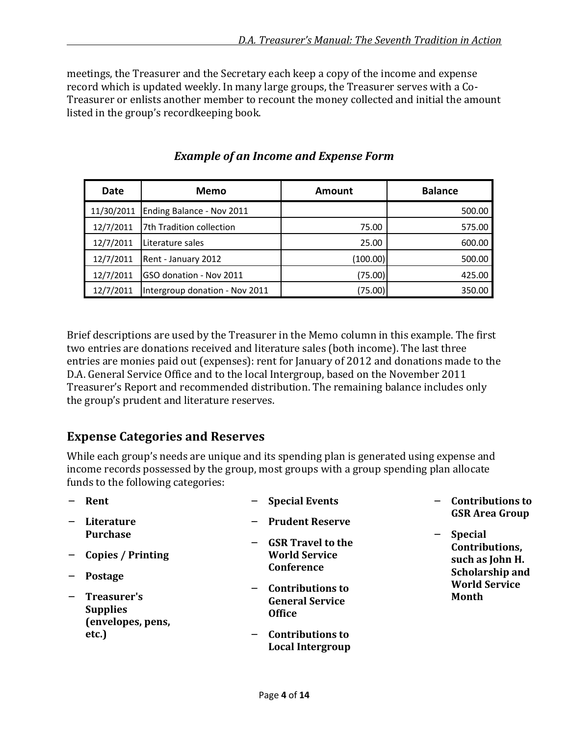meetings, the Treasurer and the Secretary each keep a copy of the income and expense record which is updated weekly. In many large groups, the Treasurer serves with a Co-Treasurer or enlists another member to recount the money collected and initial the amount listed in the group's recordkeeping book.

### *Example of an Income and Expense Form*

| Date | Memo | Amount | Balance |
|---|---|---|---|
| 11/30/2011 | Ending Balance - Nov 2011 | | 500.00 |
| 12/7/2011 | 7th Tradition collection | 75.00 | 575.00 |
| 12/7/2011 | Literature sales | 25.00 | 600.00 |
| 12/7/2011 | Rent - January 2012 | (100.00) | 500.00 |
| 12/7/2011 | GSO donation - Nov 2011 | (75.00) | 425.00 |
| 12/7/2011 | Intergroup donation - Nov 2011 | (75.00) | 350.00 |

Brief descriptions are used by the Treasurer in the Memo column in this example. The first two entries are donations received and literature sales (both income). The last three entries are monies paid out (expenses): rent for January of 2012 and donations made to the D.A. General Service Office and to the local Intergroup, based on the November 2011 Treasurer's Report and recommended distribution. The remaining balance includes only the group's prudent and literature reserves.

## Expense Categories and Reserves

While each group's needs are unique and its spending plan is generated using expense and income records possessed by the group, most groups with a group spending plan allocate funds to the following categories:

- **Rent**
- **Literature Purchase**
- **Copies / Printing**
- **Postage**
- **Treasurer's Supplies (envelopes, pens, etc.)**
- **Special Events**
- **Prudent Reserve**
- **GSR Travel to the World Service Conference**
- **Contributions to General Service Office**
- **Contributions to Local Intergroup**
- **Contributions to GSR Area Group**
- **Special Contributions, such as John H. Scholarship and World Service Month**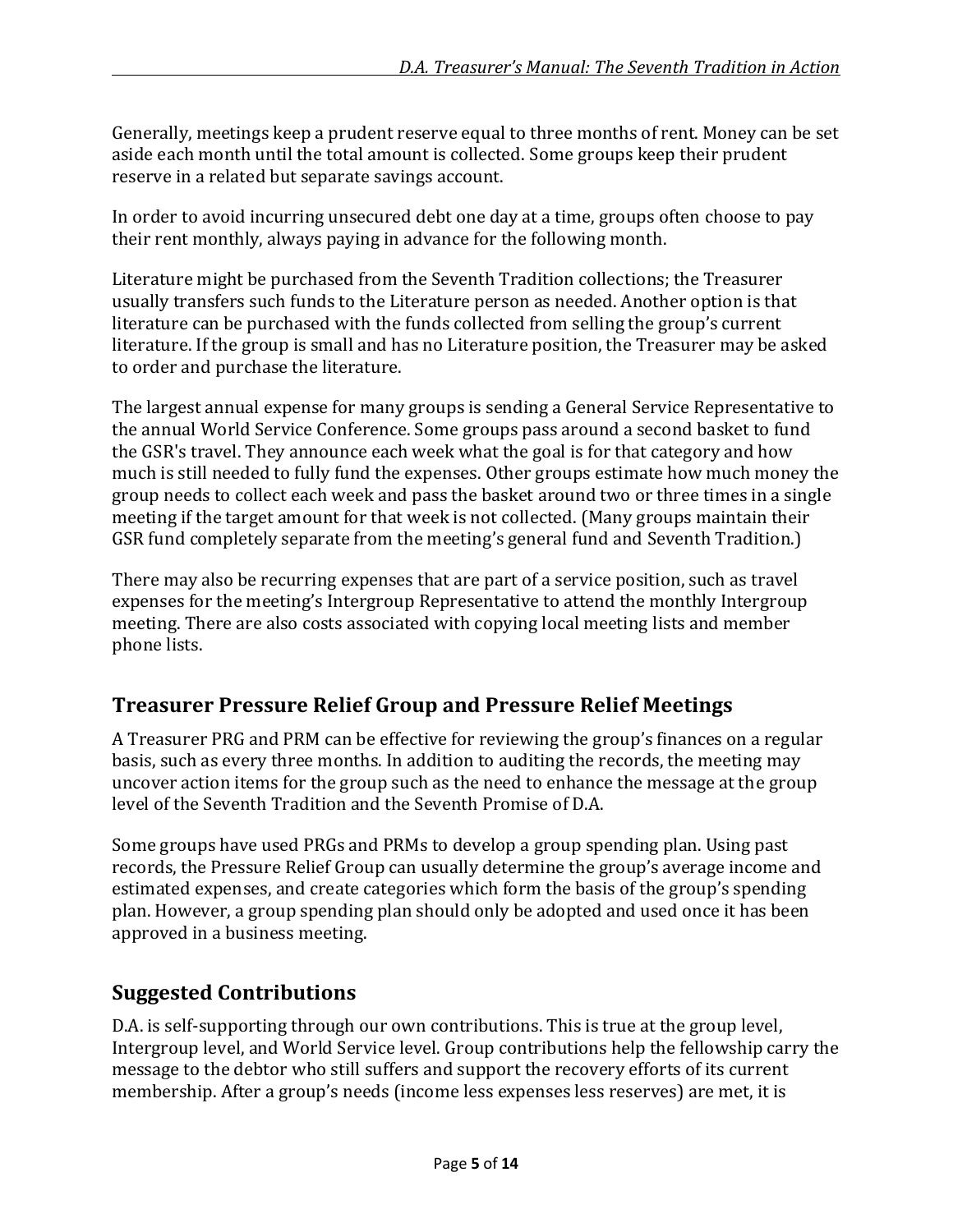Generally, meetings keep a prudent reserve equal to three months of rent. Money can be set aside each month until the total amount is collected. Some groups keep their prudent reserve in a related but separate savings account.

In order to avoid incurring unsecured debt one day at a time, groups often choose to pay their rent monthly, always paying in advance for the following month.

Literature might be purchased from the Seventh Tradition collections; the Treasurer usually transfers such funds to the Literature person as needed. Another option is that literature can be purchased with the funds collected from selling the group's current literature. If the group is small and has no Literature position, the Treasurer may be asked to order and purchase the literature.

The largest annual expense for many groups is sending a General Service Representative to the annual World Service Conference. Some groups pass around a second basket to fund the GSR's travel. They announce each week what the goal is for that category and how much is still needed to fully fund the expenses. Other groups estimate how much money the group needs to collect each week and pass the basket around two or three times in a single meeting if the target amount for that week is not collected. (Many groups maintain their GSR fund completely separate from the meeting's general fund and Seventh Tradition.)

There may also be recurring expenses that are part of a service position, such as travel expenses for the meeting's Intergroup Representative to attend the monthly Intergroup meeting. There are also costs associated with copying local meeting lists and member phone lists.

## Treasurer Pressure Relief Group and Pressure Relief Meetings

A Treasurer PRG and PRM can be effective for reviewing the group's finances on a regular basis, such as every three months. In addition to auditing the records, the meeting may uncover action items for the group such as the need to enhance the message at the group level of the Seventh Tradition and the Seventh Promise of D.A.

Some groups have used PRGs and PRMs to develop a group spending plan. Using past records, the Pressure Relief Group can usually determine the group's average income and estimated expenses, and create categories which form the basis of the group's spending plan. However, a group spending plan should only be adopted and used once it has been approved in a business meeting.

## Suggested Contributions

D.A. is self-supporting through our own contributions. This is true at the group level, Intergroup level, and World Service level. Group contributions help the fellowship carry the message to the debtor who still suffers and support the recovery efforts of its current membership. After a group's needs (income less expenses less reserves) are met, it is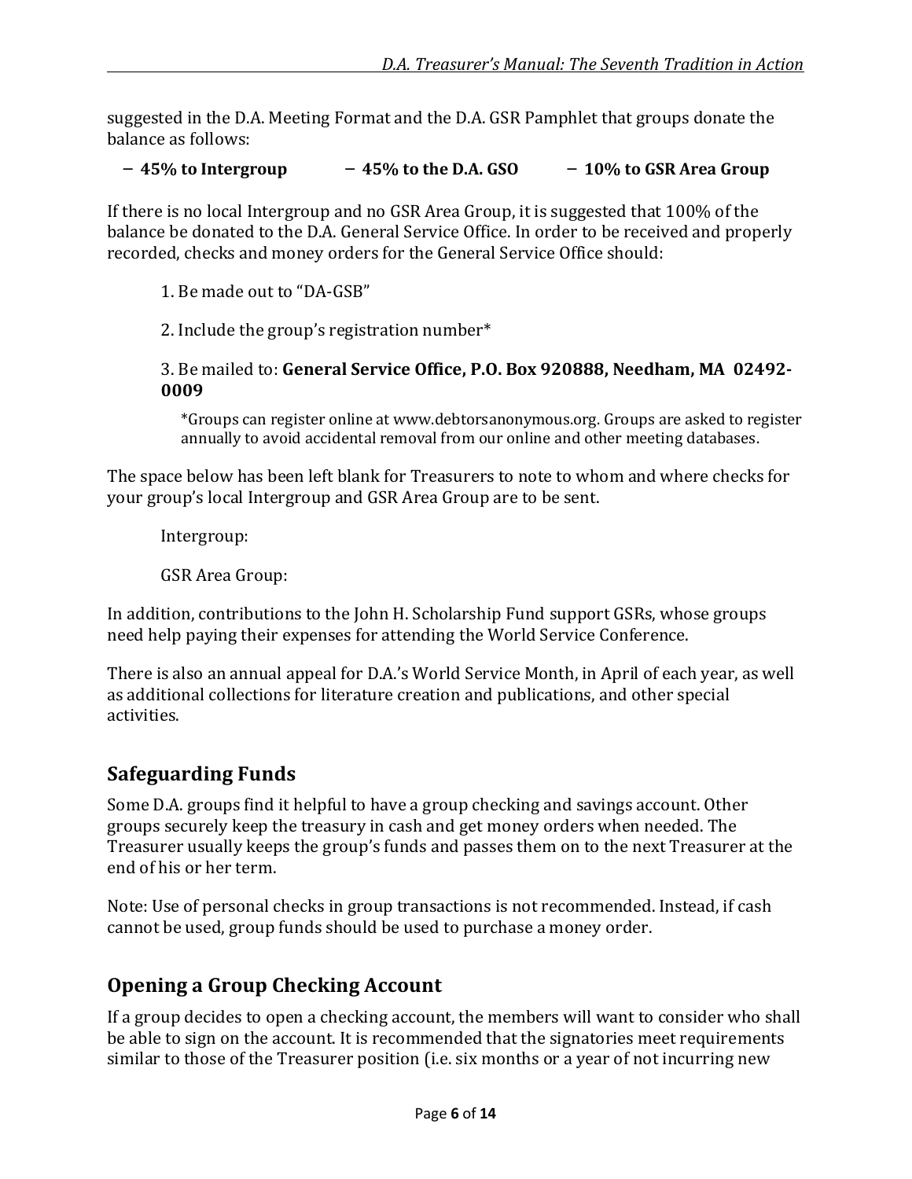suggested in the D.A. Meeting Format and the D.A. GSR Pamphlet that groups donate the balance as follows:

- **45% to Intergroup**
- **45% to the D.A. GSO**
- **10% to GSR Area Group**

If there is no local Intergroup and no GSR Area Group, it is suggested that 100% of the balance be donated to the D.A. General Service Office. In order to be received and properly recorded, checks and money orders for the General Service Office should:

1. Be made out to "DA-GSB"

2. Include the group's registration number*

3. Be mailed to: **General Service Office, P.O. Box 920888, Needham, MA 02492-0009**

*Groups can register online at www.debtorsanonymous.org. Groups are asked to register annually to avoid accidental removal from our online and other meeting databases.

The space below has been left blank for Treasurers to note to whom and where checks for your group's local Intergroup and GSR Area Group are to be sent.

Intergroup:

GSR Area Group:

In addition, contributions to the John H. Scholarship Fund support GSRs, whose groups need help paying their expenses for attending the World Service Conference.

There is also an annual appeal for D.A.'s World Service Month, in April of each year, as well as additional collections for literature creation and publications, and other special activities.

## Safeguarding Funds

Some D.A. groups find it helpful to have a group checking and savings account. Other groups securely keep the treasury in cash and get money orders when needed. The Treasurer usually keeps the group's funds and passes them on to the next Treasurer at the end of his or her term.

Note: Use of personal checks in group transactions is not recommended. Instead, if cash cannot be used, group funds should be used to purchase a money order.

## Opening a Group Checking Account

If a group decides to open a checking account, the members will want to consider who shall be able to sign on the account. It is recommended that the signatories meet requirements similar to those of the Treasurer position (i.e. six months or a year of not incurring new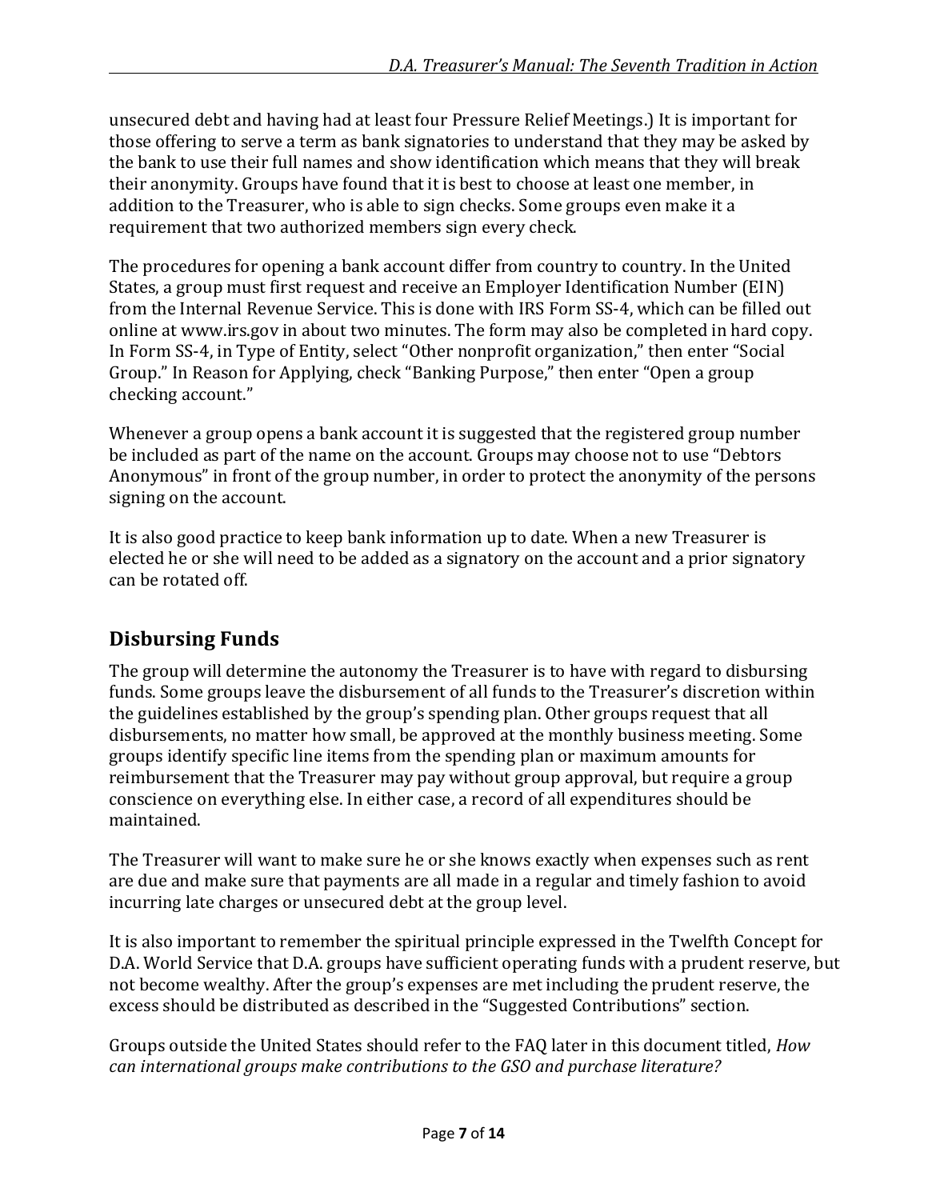unsecured debt and having had at least four Pressure Relief Meetings.) It is important for those offering to serve a term as bank signatories to understand that they may be asked by the bank to use their full names and show identification which means that they will break their anonymity. Groups have found that it is best to choose at least one member, in addition to the Treasurer, who is able to sign checks. Some groups even make it a requirement that two authorized members sign every check.

The procedures for opening a bank account differ from country to country. In the United States, a group must first request and receive an Employer Identification Number (EIN) from the Internal Revenue Service. This is done with IRS Form SS-4, which can be filled out online at www.irs.gov in about two minutes. The form may also be completed in hard copy. In Form SS-4, in Type of Entity, select "Other nonprofit organization," then enter "Social Group." In Reason for Applying, check "Banking Purpose," then enter "Open a group checking account."

Whenever a group opens a bank account it is suggested that the registered group number be included as part of the name on the account. Groups may choose not to use "Debtors Anonymous" in front of the group number, in order to protect the anonymity of the persons signing on the account.

It is also good practice to keep bank information up to date. When a new Treasurer is elected he or she will need to be added as a signatory on the account and a prior signatory can be rotated off.

## Disbursing Funds

The group will determine the autonomy the Treasurer is to have with regard to disbursing funds. Some groups leave the disbursement of all funds to the Treasurer's discretion within the guidelines established by the group's spending plan. Other groups request that all disbursements, no matter how small, be approved at the monthly business meeting. Some groups identify specific line items from the spending plan or maximum amounts for reimbursement that the Treasurer may pay without group approval, but require a group conscience on everything else. In either case, a record of all expenditures should be maintained.

The Treasurer will want to make sure he or she knows exactly when expenses such as rent are due and make sure that payments are all made in a regular and timely fashion to avoid incurring late charges or unsecured debt at the group level.

It is also important to remember the spiritual principle expressed in the Twelfth Concept for D.A. World Service that D.A. groups have sufficient operating funds with a prudent reserve, but not become wealthy. After the group's expenses are met including the prudent reserve, the excess should be distributed as described in the "Suggested Contributions" section.

Groups outside the United States should refer to the FAQ later in this document titled, *How can international groups make contributions to the GSO and purchase literature?*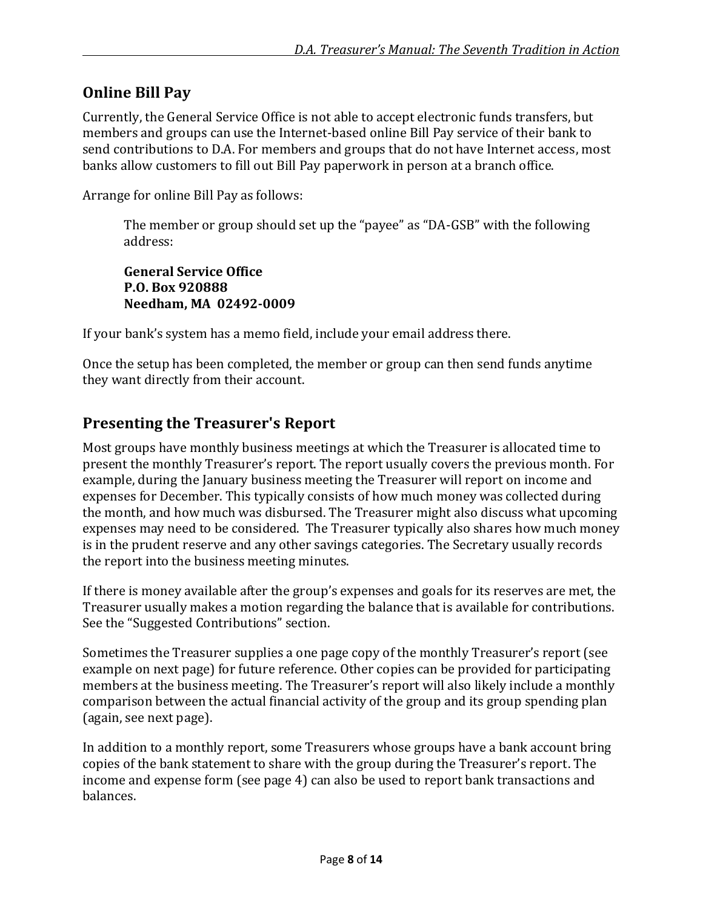## Online Bill Pay

Currently, the General Service Office is not able to accept electronic funds transfers, but members and groups can use the Internet-based online Bill Pay service of their bank to send contributions to D.A. For members and groups that do not have Internet access, most banks allow customers to fill out Bill Pay paperwork in person at a branch office.

Arrange for online Bill Pay as follows:

> The member or group should set up the "payee" as "DA-GSB" with the following address:
>
> **General Service Office**
> **P.O. Box 920888**
> **Needham, MA 02492-0009**

If your bank's system has a memo field, include your email address there.

Once the setup has been completed, the member or group can then send funds anytime they want directly from their account.

## Presenting the Treasurer's Report

Most groups have monthly business meetings at which the Treasurer is allocated time to present the monthly Treasurer's report. The report usually covers the previous month. For example, during the January business meeting the Treasurer will report on income and expenses for December. This typically consists of how much money was collected during the month, and how much was disbursed. The Treasurer might also discuss what upcoming expenses may need to be considered. The Treasurer typically also shares how much money is in the prudent reserve and any other savings categories. The Secretary usually records the report into the business meeting minutes.

If there is money available after the group's expenses and goals for its reserves are met, the Treasurer usually makes a motion regarding the balance that is available for contributions. See the "Suggested Contributions" section.

Sometimes the Treasurer supplies a one page copy of the monthly Treasurer's report (see example on next page) for future reference. Other copies can be provided for participating members at the business meeting. The Treasurer's report will also likely include a monthly comparison between the actual financial activity of the group and its group spending plan (again, see next page).

In addition to a monthly report, some Treasurers whose groups have a bank account bring copies of the bank statement to share with the group during the Treasurer's report. The income and expense form (see page 4) can also be used to report bank transactions and balances.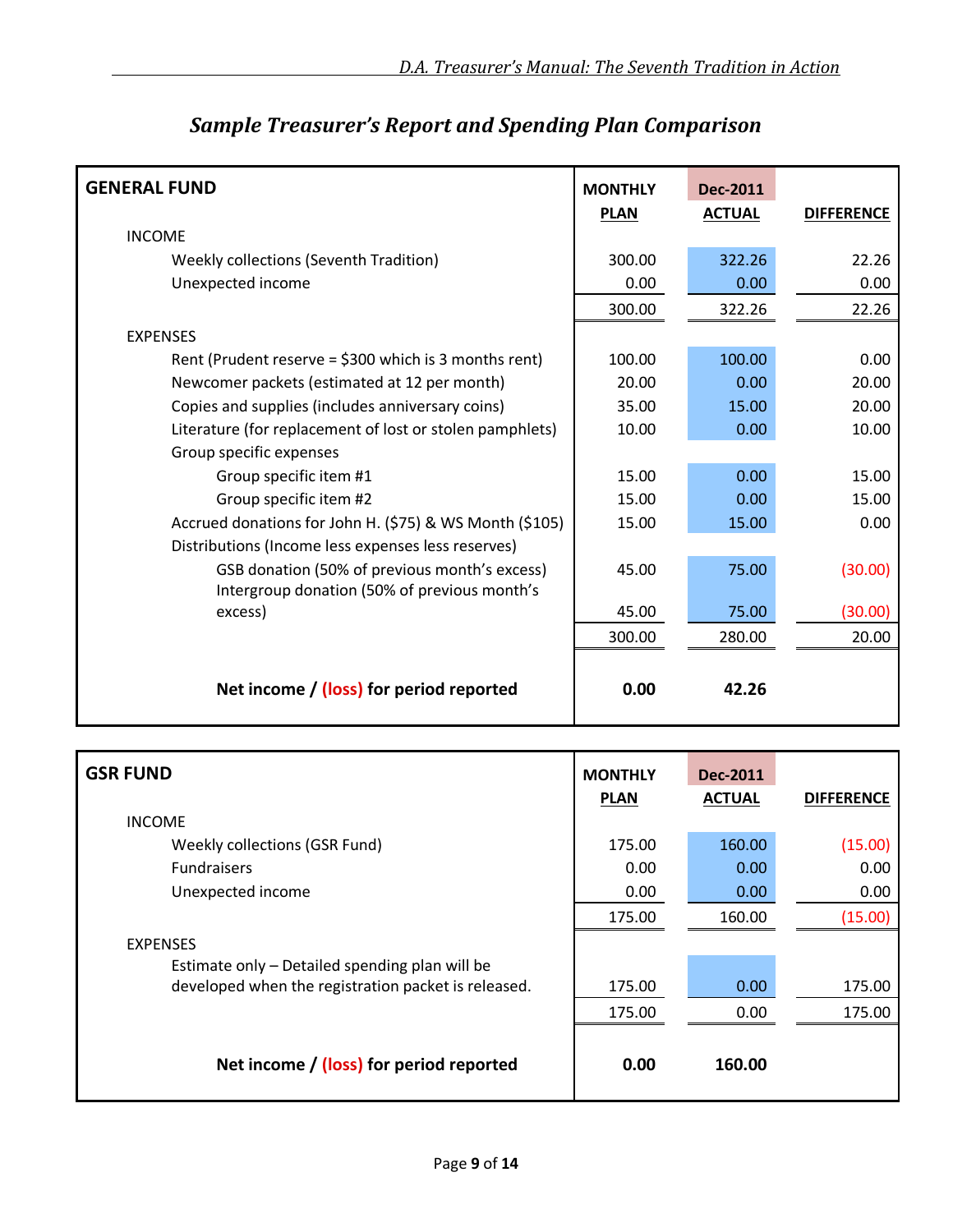## *Sample Treasurer's Report and Spending Plan Comparison*

| **GENERAL FUND** | **MONTHLY PLAN** | **Dec-2011 ACTUAL** | **DIFFERENCE** |
|---|---|---|---|
| INCOME | | | |
| Weekly collections (Seventh Tradition) | 300.00 | 322.26 | 22.26 |
| Unexpected income | 0.00 | 0.00 | 0.00 |
| | 300.00 | 322.26 | 22.26 |
| EXPENSES | | | |
| Rent (Prudent reserve = $300 which is 3 months rent) | 100.00 | 100.00 | 0.00 |
| Newcomer packets (estimated at 12 per month) | 20.00 | 0.00 | 20.00 |
| Copies and supplies (includes anniversary coins) | 35.00 | 15.00 | 20.00 |
| Literature (for replacement of lost or stolen pamphlets) | 10.00 | 0.00 | 10.00 |
| Group specific expenses | | | |
| Group specific item #1 | 15.00 | 0.00 | 15.00 |
| Group specific item #2 | 15.00 | 0.00 | 15.00 |
| Accrued donations for John H. ($75) & WS Month ($105) | 15.00 | 15.00 | 0.00 |
| Distributions (Income less expenses less reserves) | | | |
| GSB donation (50% of previous month's excess) | 45.00 | 75.00 | (30.00) |
| Intergroup donation (50% of previous month's excess) | 45.00 | 75.00 | (30.00) |
| | 300.00 | 280.00 | 20.00 |
| **Net income / (loss) for period reported** | **0.00** | **42.26** | |

| **GSR FUND** | **MONTHLY PLAN** | **Dec-2011 ACTUAL** | **DIFFERENCE** |
|---|---|---|---|
| INCOME | | | |
| Weekly collections (GSR Fund) | 175.00 | 160.00 | (15.00) |
| Fundraisers | 0.00 | 0.00 | 0.00 |
| Unexpected income | 0.00 | 0.00 | 0.00 |
| | 175.00 | 160.00 | (15.00) |
| EXPENSES | | | |
| Estimate only – Detailed spending plan will be developed when the registration packet is released. | 175.00 | 0.00 | 175.00 |
| | 175.00 | 0.00 | 175.00 |
| **Net income / (loss) for period reported** | **0.00** | **160.00** | |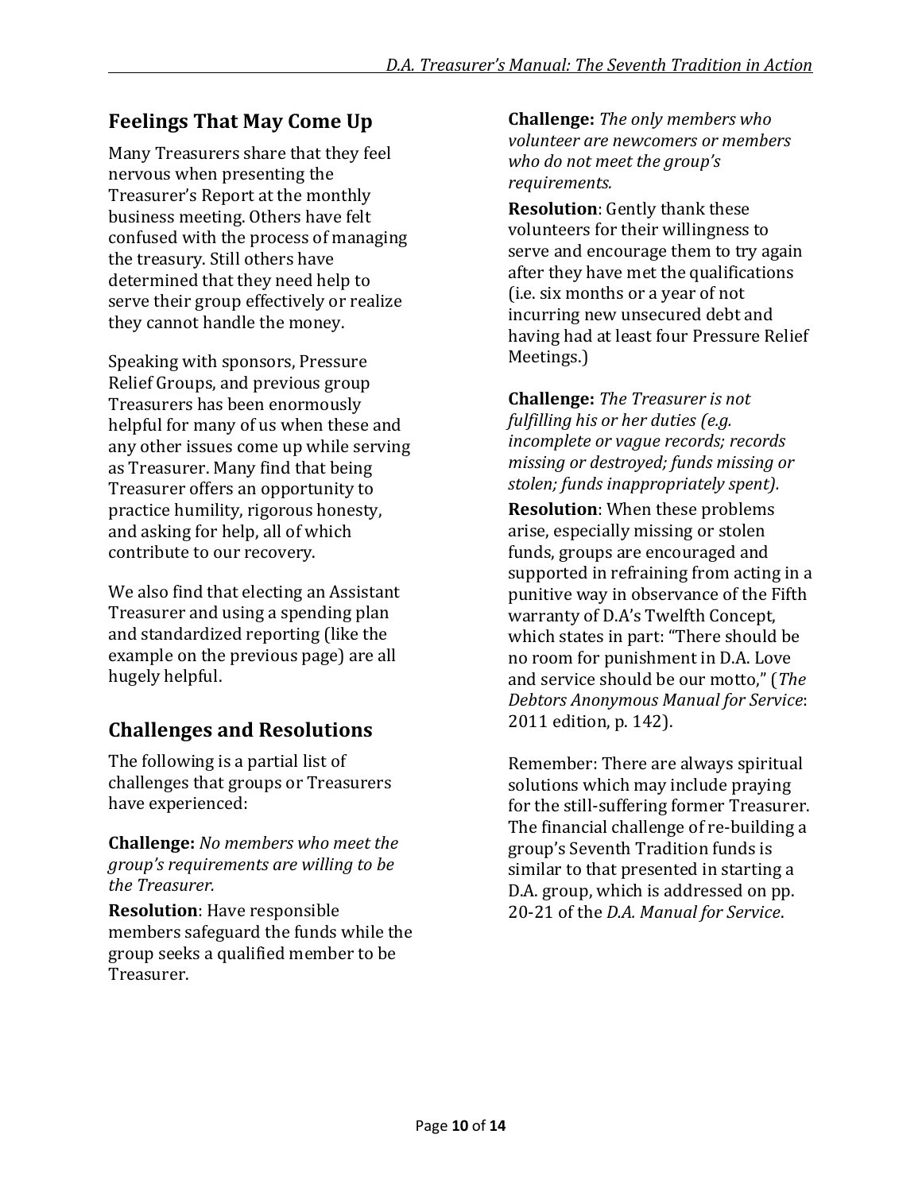## Feelings That May Come Up

Many Treasurers share that they feel nervous when presenting the Treasurer's Report at the monthly business meeting. Others have felt confused with the process of managing the treasury. Still others have determined that they need help to serve their group effectively or realize they cannot handle the money.

Speaking with sponsors, Pressure Relief Groups, and previous group Treasurers has been enormously helpful for many of us when these and any other issues come up while serving as Treasurer. Many find that being Treasurer offers an opportunity to practice humility, rigorous honesty, and asking for help, all of which contribute to our recovery.

We also find that electing an Assistant Treasurer and using a spending plan and standardized reporting (like the example on the previous page) are all hugely helpful.

## Challenges and Resolutions

The following is a partial list of challenges that groups or Treasurers have experienced:

**Challenge:** *No members who meet the group's requirements are willing to be the Treasurer.*

**Resolution**: Have responsible members safeguard the funds while the group seeks a qualified member to be Treasurer.

**Challenge:** *The only members who volunteer are newcomers or members who do not meet the group's requirements.*

**Resolution**: Gently thank these volunteers for their willingness to serve and encourage them to try again after they have met the qualifications (i.e. six months or a year of not incurring new unsecured debt and having had at least four Pressure Relief Meetings.)

**Challenge:** *The Treasurer is not fulfilling his or her duties (e.g. incomplete or vague records; records missing or destroyed; funds missing or stolen; funds inappropriately spent).*

**Resolution**: When these problems arise, especially missing or stolen funds, groups are encouraged and supported in refraining from acting in a punitive way in observance of the Fifth warranty of D.A's Twelfth Concept, which states in part: "There should be no room for punishment in D.A. Love and service should be our motto," (*The Debtors Anonymous Manual for Service*: 2011 edition, p. 142).

Remember: There are always spiritual solutions which may include praying for the still-suffering former Treasurer. The financial challenge of re-building a group's Seventh Tradition funds is similar to that presented in starting a D.A. group, which is addressed on pp. 20-21 of the *D.A. Manual for Service*.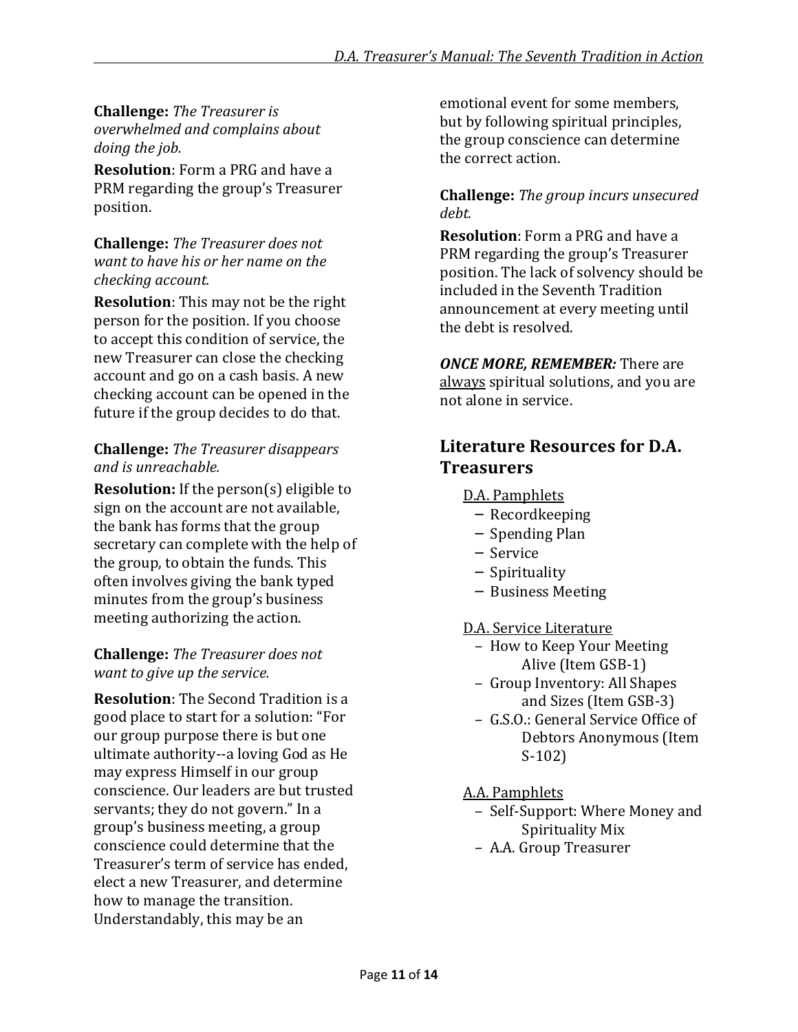**Challenge:** *The Treasurer is overwhelmed and complains about doing the job.*

**Resolution**: Form a PRG and have a PRM regarding the group's Treasurer position.

**Challenge:** *The Treasurer does not want to have his or her name on the checking account.*

**Resolution**: This may not be the right person for the position. If you choose to accept this condition of service, the new Treasurer can close the checking account and go on a cash basis. A new checking account can be opened in the future if the group decides to do that.

**Challenge:** *The Treasurer disappears and is unreachable.*

**Resolution:** If the person(s) eligible to sign on the account are not available, the bank has forms that the group secretary can complete with the help of the group, to obtain the funds. This often involves giving the bank typed minutes from the group's business meeting authorizing the action.

**Challenge:** *The Treasurer does not want to give up the service.*

**Resolution**: The Second Tradition is a good place to start for a solution: "For our group purpose there is but one ultimate authority--a loving God as He may express Himself in our group conscience. Our leaders are but trusted servants; they do not govern." In a group's business meeting, a group conscience could determine that the Treasurer's term of service has ended, elect a new Treasurer, and determine how to manage the transition. Understandably, this may be an emotional event for some members, but by following spiritual principles, the group conscience can determine the correct action.

**Challenge:** *The group incurs unsecured debt.*

**Resolution**: Form a PRG and have a PRM regarding the group's Treasurer position. The lack of solvency should be included in the Seventh Tradition announcement at every meeting until the debt is resolved.

***ONCE MORE, REMEMBER:*** There are always spiritual solutions, and you are not alone in service.

## Literature Resources for D.A. Treasurers

D.A. Pamphlets

- Recordkeeping
- Spending Plan
- Service
- Spirituality
- Business Meeting

D.A. Service Literature

- How to Keep Your Meeting Alive (Item GSB-1)
- Group Inventory: All Shapes and Sizes (Item GSB-3)
- G.S.O.: General Service Office of Debtors Anonymous (Item S-102)

A.A. Pamphlets

- Self-Support: Where Money and Spirituality Mix
- A.A. Group Treasurer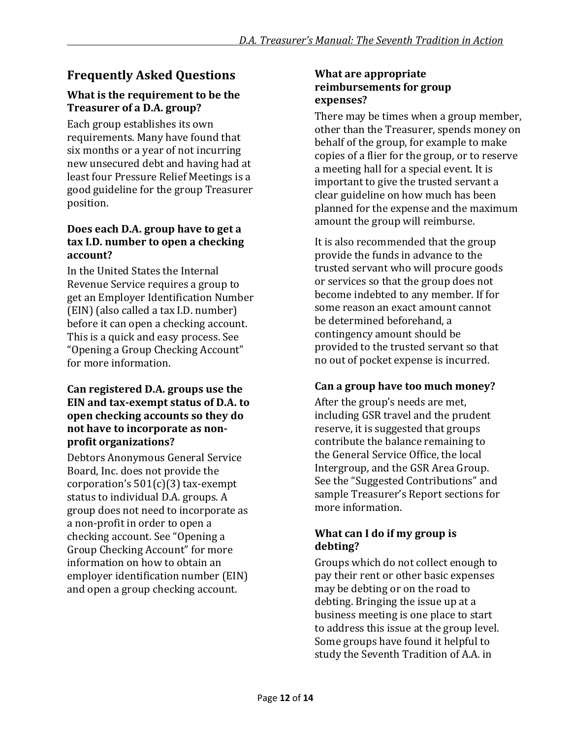## Frequently Asked Questions

### What is the requirement to be the Treasurer of a D.A. group?

Each group establishes its own requirements. Many have found that six months or a year of not incurring new unsecured debt and having had at least four Pressure Relief Meetings is a good guideline for the group Treasurer position.

### Does each D.A. group have to get a tax I.D. number to open a checking account?

In the United States the Internal Revenue Service requires a group to get an Employer Identification Number (EIN) (also called a tax I.D. number) before it can open a checking account. This is a quick and easy process. See "Opening a Group Checking Account" for more information.

### Can registered D.A. groups use the EIN and tax-exempt status of D.A. to open checking accounts so they do not have to incorporate as non-profit organizations?

Debtors Anonymous General Service Board, Inc. does not provide the corporation's 501(c)(3) tax-exempt status to individual D.A. groups. A group does not need to incorporate as a non-profit in order to open a checking account. See "Opening a Group Checking Account" for more information on how to obtain an employer identification number (EIN) and open a group checking account.

### What are appropriate reimbursements for group expenses?

There may be times when a group member, other than the Treasurer, spends money on behalf of the group, for example to make copies of a flier for the group, or to reserve a meeting hall for a special event. It is important to give the trusted servant a clear guideline on how much has been planned for the expense and the maximum amount the group will reimburse.

It is also recommended that the group provide the funds in advance to the trusted servant who will procure goods or services so that the group does not become indebted to any member. If for some reason an exact amount cannot be determined beforehand, a contingency amount should be provided to the trusted servant so that no out of pocket expense is incurred.

### Can a group have too much money?

After the group's needs are met, including GSR travel and the prudent reserve, it is suggested that groups contribute the balance remaining to the General Service Office, the local Intergroup, and the GSR Area Group. See the "Suggested Contributions" and sample Treasurer's Report sections for more information.

### What can I do if my group is debting?

Groups which do not collect enough to pay their rent or other basic expenses may be debting or on the road to debting. Bringing the issue up at a business meeting is one place to start to address this issue at the group level. Some groups have found it helpful to study the Seventh Tradition of A.A. in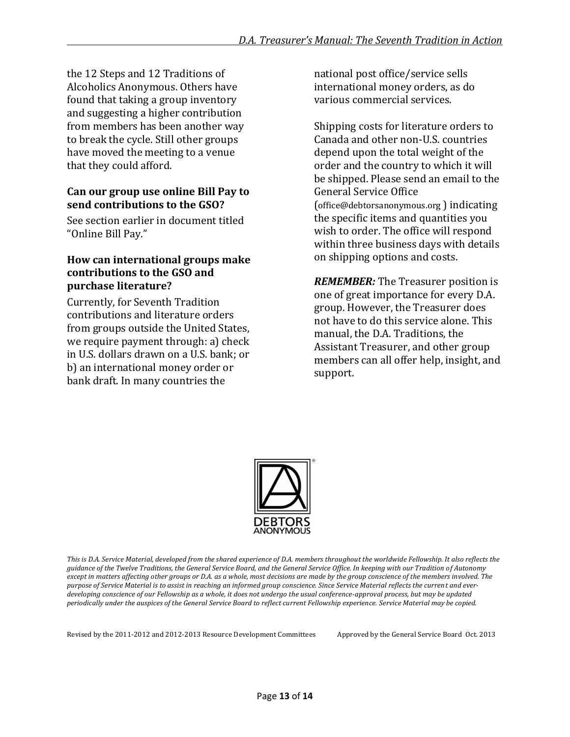the 12 Steps and 12 Traditions of Alcoholics Anonymous. Others have found that taking a group inventory and suggesting a higher contribution from members has been another way to break the cycle. Still other groups have moved the meeting to a venue that they could afford.

**Can our group use online Bill Pay to send contributions to the GSO?**

See section earlier in document titled "Online Bill Pay."

**How can international groups make contributions to the GSO and purchase literature?**

Currently, for Seventh Tradition contributions and literature orders from groups outside the United States, we require payment through: a) check in U.S. dollars drawn on a U.S. bank; or b) an international money order or bank draft. In many countries the national post office/service sells international money orders, as do various commercial services.

Shipping costs for literature orders to Canada and other non-U.S. countries depend upon the total weight of the order and the country to which it will be shipped. Please send an email to the General Service Office (office@debtorsanonymous.org ) indicating the specific items and quantities you wish to order. The office will respond within three business days with details on shipping options and costs.

***REMEMBER:*** The Treasurer position is one of great importance for every D.A. group. However, the Treasurer does not have to do this service alone. This manual, the D.A. Traditions, the Assistant Treasurer, and other group members can all offer help, insight, and support.

DEBTORS ANONYMOUS

*This is D.A. Service Material, developed from the shared experience of D.A. members throughout the worldwide Fellowship. It also reflects the guidance of the Twelve Traditions, the General Service Board, and the General Service Office. In keeping with our Tradition of Autonomy except in matters affecting other groups or D.A. as a whole, most decisions are made by the group conscience of the members involved. The purpose of Service Material is to assist in reaching an informed group conscience. Since Service Material reflects the current and ever-developing conscience of our Fellowship as a whole, it does not undergo the usual conference-approval process, but may be updated periodically under the auspices of the General Service Board to reflect current Fellowship experience. Service Material may be copied.*

Revised by the 2011-2012 and 2012-2013 Resource Development Committees Approved by the General Service Board Oct. 2013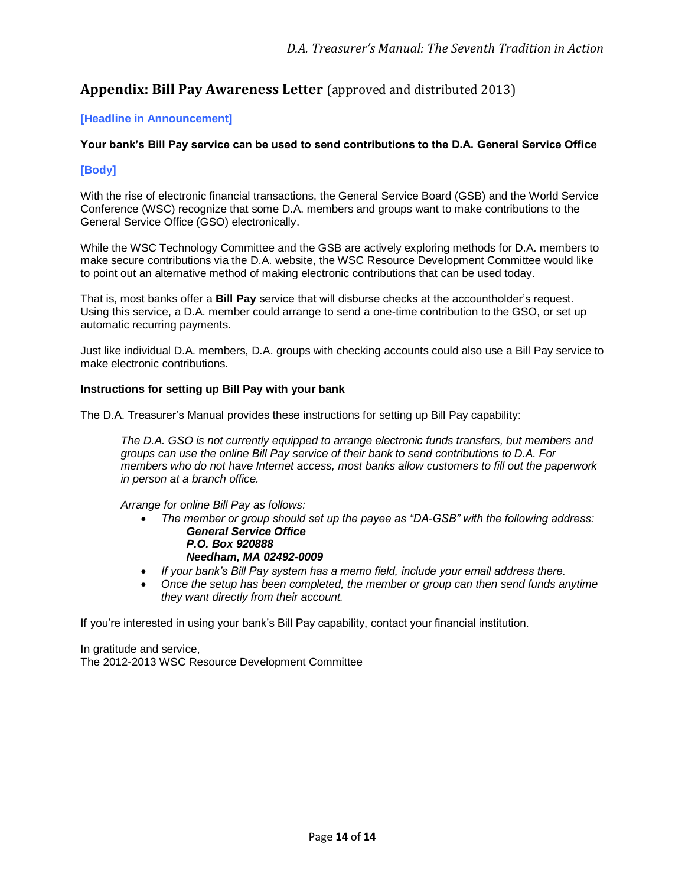## **Appendix: Bill Pay Awareness Letter** (approved and distributed 2013)

**[Headline in Announcement]**

**Your bank's Bill Pay service can be used to send contributions to the D.A. General Service Office**

**[Body]**

With the rise of electronic financial transactions, the General Service Board (GSB) and the World Service Conference (WSC) recognize that some D.A. members and groups want to make contributions to the General Service Office (GSO) electronically.

While the WSC Technology Committee and the GSB are actively exploring methods for D.A. members to make secure contributions via the D.A. website, the WSC Resource Development Committee would like to point out an alternative method of making electronic contributions that can be used today.

That is, most banks offer a **Bill Pay** service that will disburse checks at the accountholder's request. Using this service, a D.A. member could arrange to send a one-time contribution to the GSO, or set up automatic recurring payments.

Just like individual D.A. members, D.A. groups with checking accounts could also use a Bill Pay service to make electronic contributions.

**Instructions for setting up Bill Pay with your bank**

The D.A. Treasurer's Manual provides these instructions for setting up Bill Pay capability:

> *The D.A. GSO is not currently equipped to arrange electronic funds transfers, but members and groups can use the online Bill Pay service of their bank to send contributions to D.A. For members who do not have Internet access, most banks allow customers to fill out the paperwork in person at a branch office.*
>
> *Arrange for online Bill Pay as follows:*
>
> - *The member or group should set up the payee as "DA-GSB" with the following address:*
>   ***General Service Office***
>   ***P.O. Box 920888***
>   ***Needham, MA 02492-0009***
> - *If your bank's Bill Pay system has a memo field, include your email address there.*
> - *Once the setup has been completed, the member or group can then send funds anytime they want directly from their account.*

If you're interested in using your bank's Bill Pay capability, contact your financial institution.

In gratitude and service,
The 2012-2013 WSC Resource Development Committee